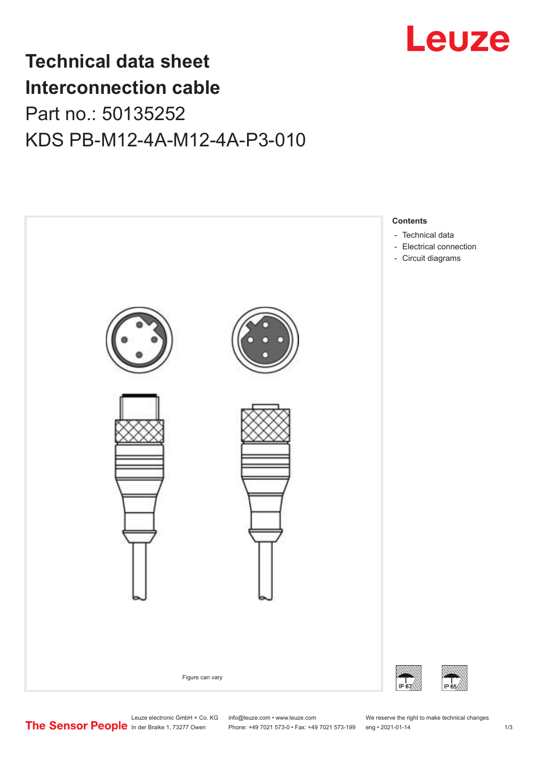# Technical data sheet
# Interconnection cable

Part no.: 50135252

KDS PB-M12-4A-M12-4A-P3-010

Figure can vary

**Contents**

- Technical data
- Electrical connection
- Circuit diagrams

IP 67 IP 65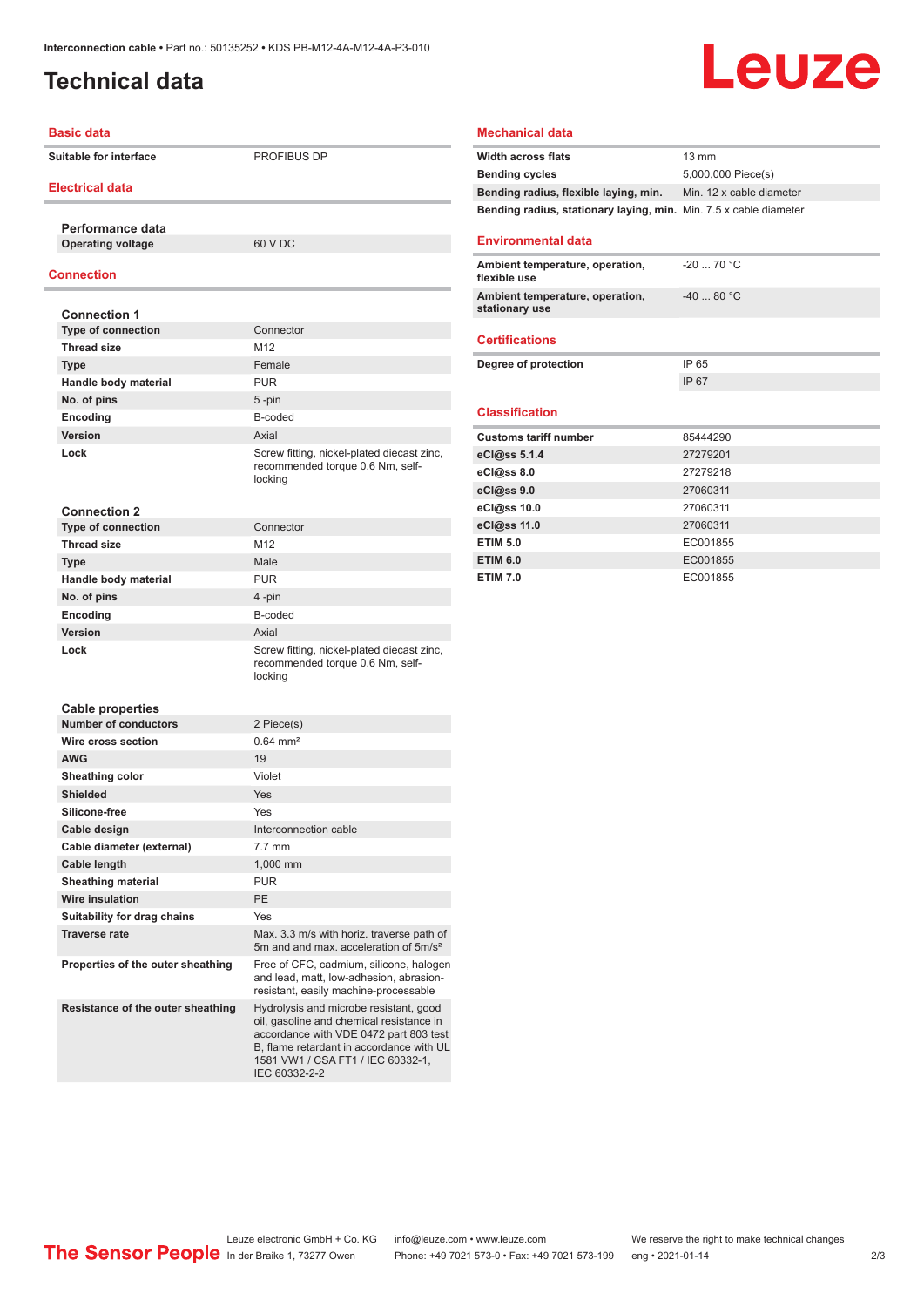# Technical data

## Basic data

| | |
|---|---|
| Suitable for interface | PROFIBUS DP |

## Electrical data

### Performance data

| | |
|---|---|
| Operating voltage | 60 V DC |

## Connection

### Connection 1

| | |
|---|---|
| Type of connection | Connector |
| Thread size | M12 |
| Type | Female |
| Handle body material | PUR |
| No. of pins | 5 -pin |
| Encoding | B-coded |
| Version | Axial |
| Lock | Screw fitting, nickel-plated diecast zinc, recommended torque 0.6 Nm, self-locking |

### Connection 2

| | |
|---|---|
| Type of connection | Connector |
| Thread size | M12 |
| Type | Male |
| Handle body material | PUR |
| No. of pins | 4 -pin |
| Encoding | B-coded |
| Version | Axial |
| Lock | Screw fitting, nickel-plated diecast zinc, recommended torque 0.6 Nm, self-locking |

### Cable properties

| | |
|---|---|
| Number of conductors | 2 Piece(s) |
| Wire cross section | 0.64 mm² |
| AWG | 19 |
| Sheathing color | Violet |
| Shielded | Yes |
| Silicone-free | Yes |
| Cable design | Interconnection cable |
| Cable diameter (external) | 7.7 mm |
| Cable length | 1,000 mm |
| Sheathing material | PUR |
| Wire insulation | PE |
| Suitability for drag chains | Yes |
| Traverse rate | Max. 3.3 m/s with horiz. traverse path of 5m and and max. acceleration of 5m/s² |
| Properties of the outer sheathing | Free of CFC, cadmium, silicone, halogen and lead, matt, low-adhesion, abrasion-resistant, easily machine-processable |
| Resistance of the outer sheathing | Hydrolysis and microbe resistant, good oil, gasoline and chemical resistance in accordance with VDE 0472 part 803 test B, flame retardant in accordance with UL 1581 VW1 / CSA FT1 / IEC 60332-1, IEC 60332-2-2 |

## Mechanical data

| | |
|---|---|
| Width across flats | 13 mm |
| Bending cycles | 5,000,000 Piece(s) |
| Bending radius, flexible laying, min. | Min. 12 x cable diameter |
| Bending radius, stationary laying, min. | Min. 7.5 x cable diameter |

## Environmental data

| | |
|---|---|
| Ambient temperature, operation, flexible use | -20 ... 70 °C |
| Ambient temperature, operation, stationary use | -40 ... 80 °C |

## Certifications

| | |
|---|---|
| Degree of protection | IP 65 |
| | IP 67 |

## Classification

| | |
|---|---|
| Customs tariff number | 85444290 |
| eCl@ss 5.1.4 | 27279201 |
| eCl@ss 8.0 | 27279218 |
| eCl@ss 9.0 | 27060311 |
| eCl@ss 10.0 | 27060311 |
| eCl@ss 11.0 | 27060311 |
| ETIM 5.0 | EC001855 |
| ETIM 6.0 | EC001855 |
| ETIM 7.0 | EC001855 |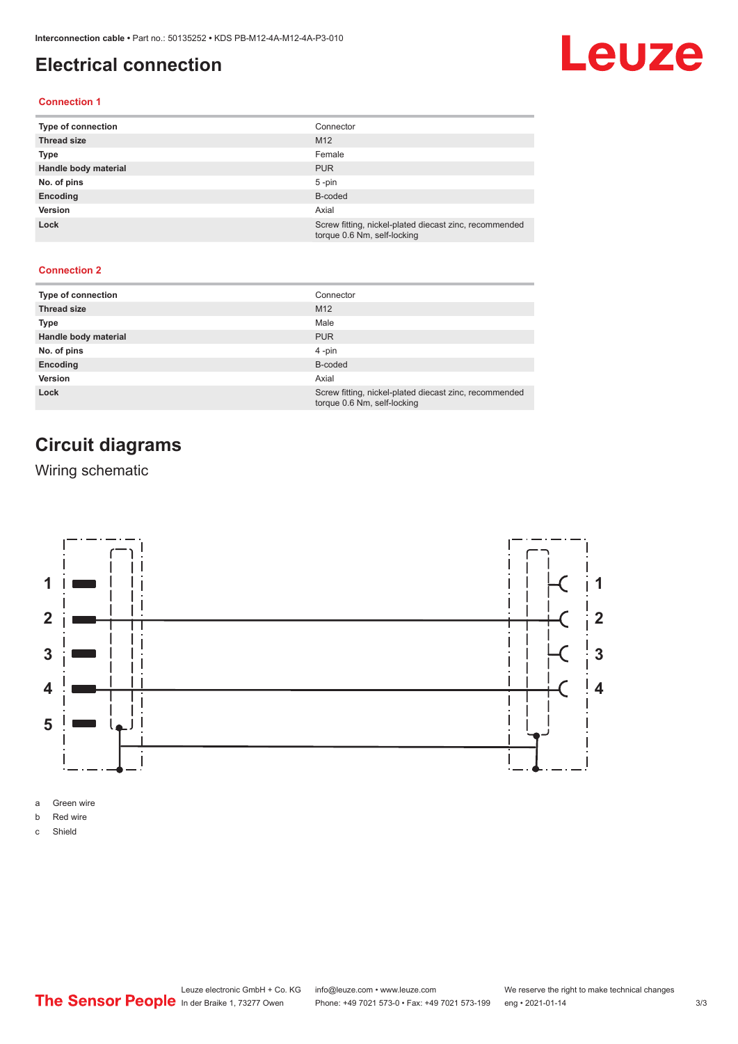# Electrical connection

### Connection 1

| | |
|---|---|
| **Type of connection** | Connector |
| **Thread size** | M12 |
| **Type** | Female |
| **Handle body material** | PUR |
| **No. of pins** | 5 -pin |
| **Encoding** | B-coded |
| **Version** | Axial |
| **Lock** | Screw fitting, nickel-plated diecast zinc, recommended torque 0.6 Nm, self-locking |

### Connection 2

| | |
|---|---|
| **Type of connection** | Connector |
| **Thread size** | M12 |
| **Type** | Male |
| **Handle body material** | PUR |
| **No. of pins** | 4 -pin |
| **Encoding** | B-coded |
| **Version** | Axial |
| **Lock** | Screw fitting, nickel-plated diecast zinc, recommended torque 0.6 Nm, self-locking |

# Circuit diagrams

## Wiring schematic

1
2
3
4
5

1
2
3
4

a Green wire
b Red wire
c Shield